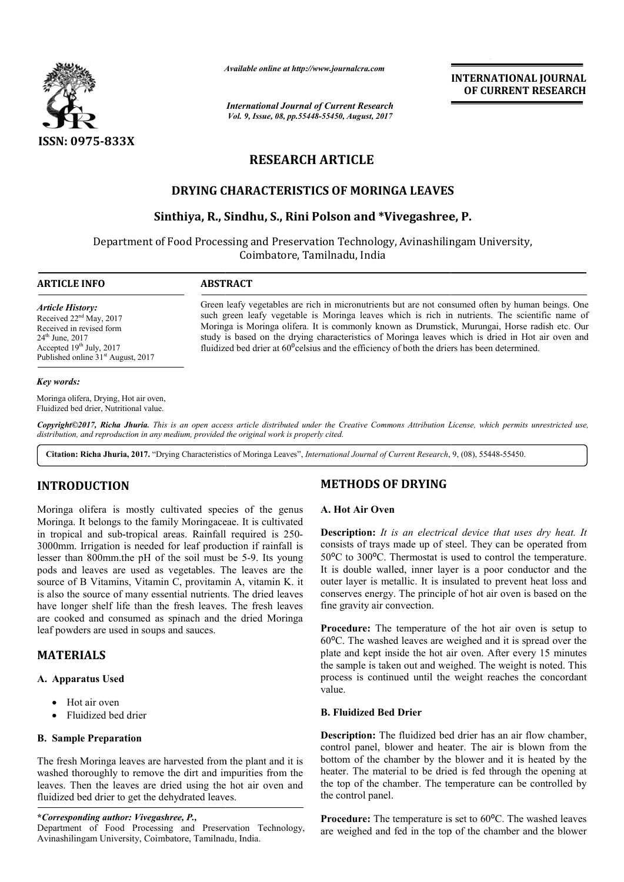ISSN: 0975-833X

*Available online at http://www.journalcra.com*

*International Journal of Current Research*
*Vol. 9, Issue, 08, pp.55448-55450, August, 2017*

**INTERNATIONAL JOURNAL OF CURRENT RESEARCH**

# RESEARCH ARTICLE

## DRYING CHARACTERISTICS OF MORINGA LEAVES

### Sinthiya, R., Sindhu, S., Rini Polson and *Vivegashree, P.

Department of Food Processing and Preservation Technology, Avinashilingam University, Coimbatore, Tamilnadu, India

**ARTICLE INFO**

*Article History:*
Received 22[nd] May, 2017
Received in revised form
24[th] June, 2017
Accepted 19[th] July, 2017
Published online 31[st] August, 2017

*Key words:*
Moringa olifera, Drying, Hot air oven, Fluidized bed drier, Nutritional value.

**ABSTRACT**

Green leafy vegetables are rich in micronutrients but are not consumed often by human beings. One such green leafy vegetable is Moringa leaves which is rich in nutrients. The scientific name of Moringa is Moringa olifera. It is commonly known as Drumstick, Murungai, Horse radish etc. Our study is based on the drying characteristics of Moringa leaves which is dried in Hot air oven and fluidized bed drier at $60^0$celsius and the efficiency of both the driers has been determined.

*Copyright©2017, Richa Jhuria. This is an open access article distributed under the Creative Commons Attribution License, which permits unrestricted use, distribution, and reproduction in any medium, provided the original work is properly cited.*

**Citation: Richa Jhuria, 2017.** "Drying Characteristics of Moringa Leaves", *International Journal of Current Research*, 9, (08), 55448-55450.

## INTRODUCTION

Moringa olifera is mostly cultivated species of the genus Moringa. It belongs to the family Moringaceae. It is cultivated in tropical and sub-tropical areas. Rainfall required is 250-3000mm. Irrigation is needed for leaf production if rainfall is lesser than 800mm.the pH of the soil must be 5-9. Its young pods and leaves are used as vegetables. The leaves are the source of B Vitamins, Vitamin C, provitamin A, vitamin K. it is also the source of many essential nutrients. The dried leaves have longer shelf life than the fresh leaves. The fresh leaves are cooked and consumed as spinach and the dried Moringa leaf powders are used in soups and sauces.

## MATERIALS

### A. Apparatus Used

- Hot air oven
- Fluidized bed drier

### B. Sample Preparation

The fresh Moringa leaves are harvested from the plant and it is washed thoroughly to remove the dirt and impurities from the leaves. Then the leaves are dried using the hot air oven and fluidized bed drier to get the dehydrated leaves.

## METHODS OF DRYING

### A. Hot Air Oven

**Description:** *It is an electrical device that uses dry heat. It* consists of trays made up of steel. They can be operated from 50°C to 300°C. Thermostat is used to control the temperature. It is double walled, inner layer is a poor conductor and the outer layer is metallic. It is insulated to prevent heat loss and conserves energy. The principle of hot air oven is based on the fine gravity air convection.

**Procedure:** The temperature of the hot air oven is setup to 60°C. The washed leaves are weighed and it is spread over the plate and kept inside the hot air oven. After every 15 minutes the sample is taken out and weighed. The weight is noted. This process is continued until the weight reaches the concordant value.

### B. Fluidized Bed Drier

**Description:** The fluidized bed drier has an air flow chamber, control panel, blower and heater. The air is blown from the bottom of the chamber by the blower and it is heated by the heater. The material to be dried is fed through the opening at the top of the chamber. The temperature can be controlled by the control panel.

**Procedure:** The temperature is set to 60°C. The washed leaves are weighed and fed in the top of the chamber and the blower

***Corresponding author: Vivegashree, P.,**
Department of Food Processing and Preservation Technology, Avinashilingam University, Coimbatore, Tamilnadu, India.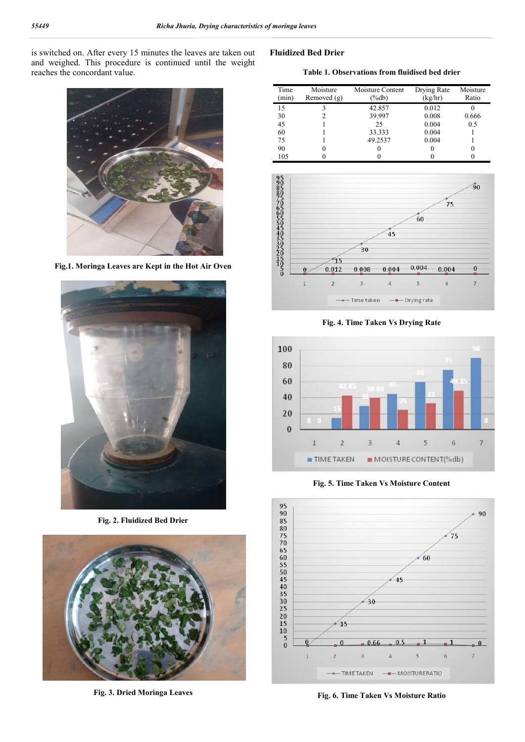is switched on. After every 15 minutes the leaves are taken out and weighed. This procedure is continued until the weight reaches the concordant value.

Fig.1. Moringa Leaves are Kept in the Hot Air Oven

Fig. 2. Fluidized Bed Drier

Fig. 3. Dried Moringa Leaves

## Fluidized Bed Drier

**Table 1. Observations from fluidised bed drier**

| Time (min) | Moisture Removed (g) | Moisture Content (%db) | Drying Rate (kg/hr) | Moisture Ratio |
|---|---|---|---|---|
| 15 | 3 | 42.857 | 0.012 | 0 |
| 30 | 2 | 39.997 | 0.008 | 0.666 |
| 45 | 1 | 25 | 0.004 | 0.5 |
| 60 | 1 | 33.333 | 0.004 | 1 |
| 75 | 1 | 49.2537 | 0.004 | 1 |
| 90 | 0 | 0 | 0 | 0 |
| 105 | 0 | 0 | 0 | 0 |

Fig. 4. Time Taken Vs Drying Rate

Fig. 5. Time Taken Vs Moisture Content

Fig. 6. Time Taken Vs Moisture Ratio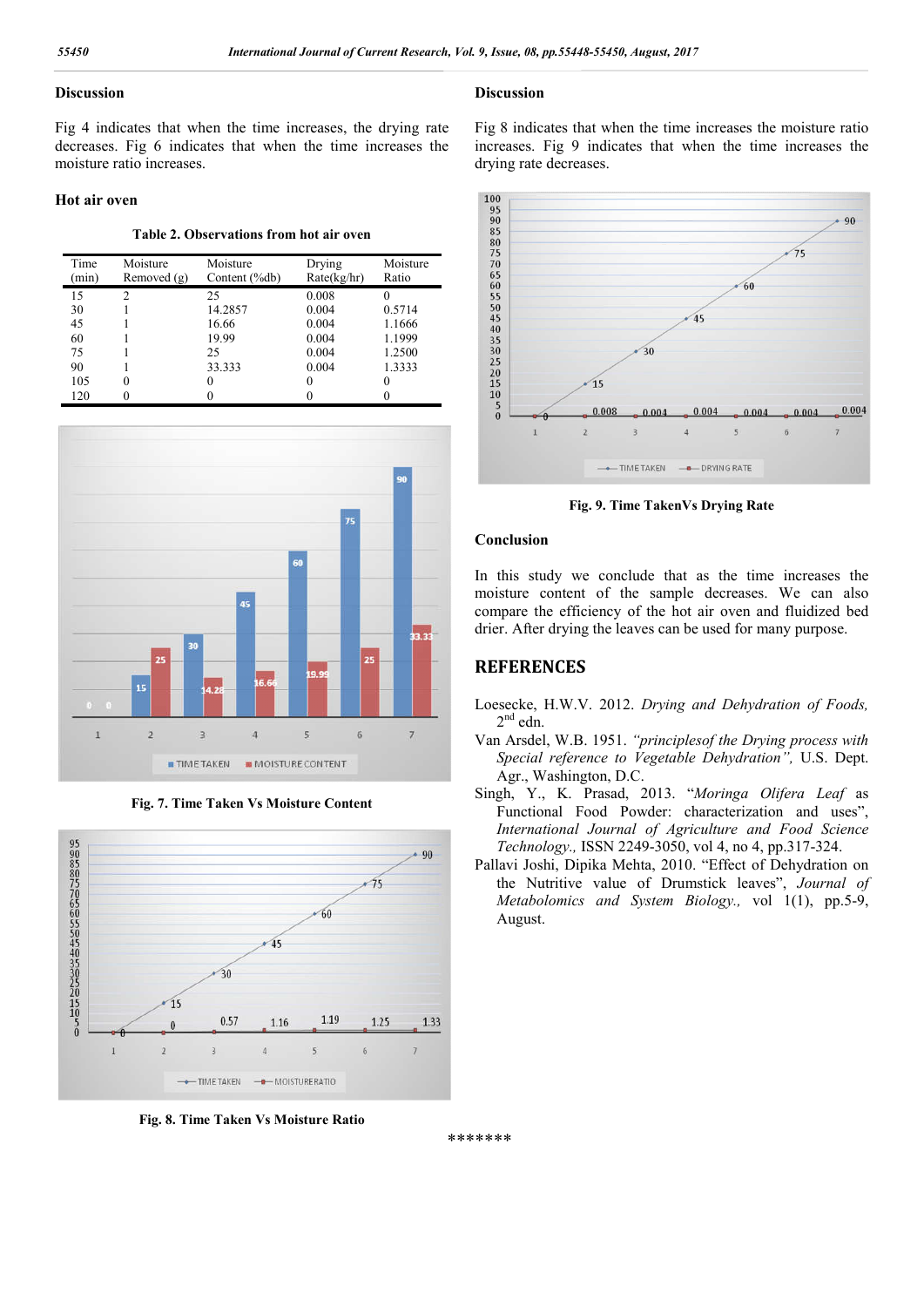## Discussion

Fig 4 indicates that when the time increases, the drying rate decreases. Fig 6 indicates that when the time increases the moisture ratio increases.

### Hot air oven

**Table 2. Observations from hot air oven**

| Time (min) | Moisture Removed (g) | Moisture Content (%db) | Drying Rate(kg/hr) | Moisture Ratio |
|---|---|---|---|---|
| 15 | 2 | 25 | 0.008 | 0 |
| 30 | 1 | 14.2857 | 0.004 | 0.5714 |
| 45 | 1 | 16.66 | 0.004 | 1.1666 |
| 60 | 1 | 19.99 | 0.004 | 1.1999 |
| 75 | 1 | 25 | 0.004 | 1.2500 |
| 90 | 1 | 33.333 | 0.004 | 1.3333 |
| 105 | 0 | 0 | 0 | 0 |
| 120 | 0 | 0 | 0 | 0 |

0 0 15 25 30 14.28 45 16.66 60 19.99 75 25 90 33.33

1 2 3 4 5 6 7

TIME TAKEN MOISTURE CONTENT

**Fig. 7. Time Taken Vs Moisture Content**

95 90 85 80 75 70 65 60 55 50 45 40 35 30 25 20 15 10 5 0

0 15 30 45 60 75 90

0 0.57 1.16 1.19 1.25 1.33

1 2 3 4 5 6 7

TIME TAKEN MOISTURERATIO

**Fig. 8. Time Taken Vs Moisture Ratio**

## Discussion

Fig 8 indicates that when the time increases the moisture ratio increases. Fig 9 indicates that when the time increases the drying rate decreases.

100 95 90 85 80 75 70 65 60 55 50 45 40 35 30 25 20 15 10 5 0

0 15 30 45 60 75 90

0.008 0.004 0.004 0.004 0.004 0.004

1 2 3 4 5 6 7

TIME TAKEN DRYING RATE

**Fig. 9. Time TakenVs Drying Rate**

## Conclusion

In this study we conclude that as the time increases the moisture content of the sample decreases. We can also compare the efficiency of the hot air oven and fluidized bed drier. After drying the leaves can be used for many purpose.

## REFERENCES

Loesecke, H.W.V. 2012. *Drying and Dehydration of Foods*, 2nd edn.

Van Arsdel, W.B. 1951. *"principlesof the Drying process with Special reference to Vegetable Dehydration"*, U.S. Dept. Agr., Washington, D.C.

Singh, Y., K. Prasad, 2013. "*Moringa Olifera Leaf* as Functional Food Powder: characterization and uses", *International Journal of Agriculture and Food Science Technology.*, ISSN 2249-3050, vol 4, no 4, pp.317-324.

Pallavi Joshi, Dipika Mehta, 2010. "Effect of Dehydration on the Nutritive value of Drumstick leaves", *Journal of Metabolomics and System Biology.*, vol 1(1), pp.5-9, August.

*******